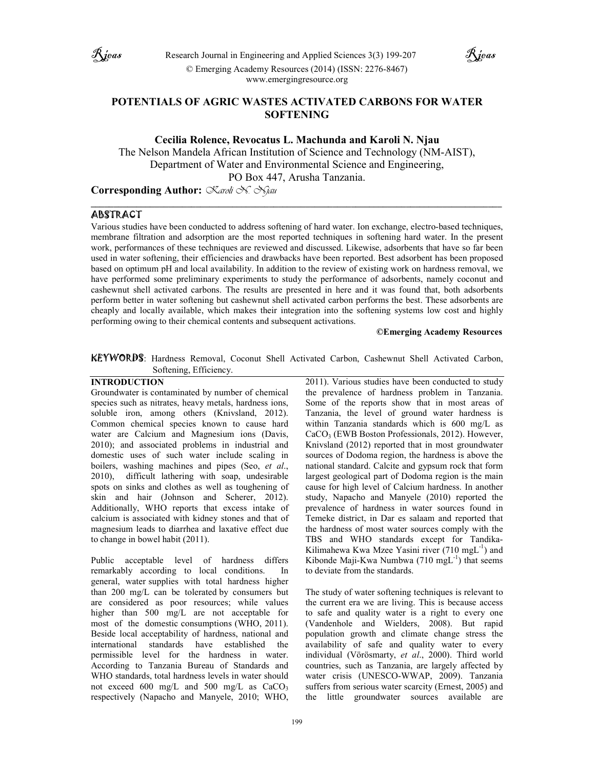# POTENTIALS OF AGRIC WASTES ACTIVATED CARBONS FOR WATER SOFTENING

**Cecilia Rolence, Revocatus L. Machunda and Karoli N. Njau**

The Nelson Mandela African Institution of Science and Technology (NM-AIST),
Department of Water and Environmental Science and Engineering,
PO Box 447, Arusha Tanzania.

**Corresponding Author:** *Karoli N. Njau*

## ABSTRACT

Various studies have been conducted to address softening of hard water. Ion exchange, electro-based techniques, membrane filtration and adsorption are the most reported techniques in softening hard water. In the present work, performances of these techniques are reviewed and discussed. Likewise, adsorbents that have so far been used in water softening, their efficiencies and drawbacks have been reported. Best adsorbent has been proposed based on optimum pH and local availability. In addition to the review of existing work on hardness removal, we have performed some preliminary experiments to study the performance of adsorbents, namely coconut and cashewnut shell activated carbons. The results are presented in here and it was found that, both adsorbents perform better in water softening but cashewnut shell activated carbon performs the best. These adsorbents are cheaply and locally available, which makes their integration into the softening systems low cost and highly performing owing to their chemical contents and subsequent activations.

**©Emerging Academy Resources**

**KEYWORDS**: Hardness Removal, Coconut Shell Activated Carbon, Cashewnut Shell Activated Carbon, Softening, Efficiency.

## INTRODUCTION

Groundwater is contaminated by number of chemical species such as nitrates, heavy metals, hardness ions, soluble iron, among others (Knivsland, 2012). Common chemical species known to cause hard water are Calcium and Magnesium ions (Davis, 2010); and associated problems in industrial and domestic uses of such water include scaling in boilers, washing machines and pipes (Seo, *et al*., 2010), difficult lathering with soap, undesirable spots on sinks and clothes as well as toughening of skin and hair (Johnson and Scherer, 2012). Additionally, WHO reports that excess intake of calcium is associated with kidney stones and that of magnesium leads to diarrhea and laxative effect due to change in bowel habit (2011).

Public acceptable level of hardness differs remarkably according to local conditions. In general, water supplies with total hardness higher than 200 mg/L can be tolerated by consumers but are considered as poor resources; while values higher than 500 mg/L are not acceptable for most of the domestic consumptions (WHO, 2011). Beside local acceptability of hardness, national and international standards have established the permissible level for the hardness in water. According to Tanzania Bureau of Standards and WHO standards, total hardness levels in water should not exceed 600 mg/L and 500 mg/L as $CaCO_3$ respectively (Napacho and Manyele, 2010; WHO, 2011). Various studies have been conducted to study the prevalence of hardness problem in Tanzania. Some of the reports show that in most areas of Tanzania, the level of ground water hardness is within Tanzania standards which is 600 mg/L as $CaCO_3$ (EWB Boston Professionals, 2012). However, Knivsland (2012) reported that in most groundwater sources of Dodoma region, the hardness is above the national standard. Calcite and gypsum rock that form largest geological part of Dodoma region is the main cause for high level of Calcium hardness. In another study, Napacho and Manyele (2010) reported the prevalence of hardness in water sources found in Temeke district, in Dar es salaam and reported that the hardness of most water sources comply with the TBS and WHO standards except for Tandika-Kilimahewa Kwa Mzee Yasini river (710 $mgL^{-1}$) and Kibonde Maji-Kwa Numbwa (710 $mgL^{-1}$) that seems to deviate from the standards.

The study of water softening techniques is relevant to the current era we are living. This is because access to safe and quality water is a right to every one (Vandenhole and Wielders, 2008). But rapid population growth and climate change stress the availability of safe and quality water to every individual (Vörösmarty, *et al*., 2000). Third world countries, such as Tanzania, are largely affected by water crisis (UNESCO-WWAP, 2009). Tanzania suffers from serious water scarcity (Ernest, 2005) and the little groundwater sources available are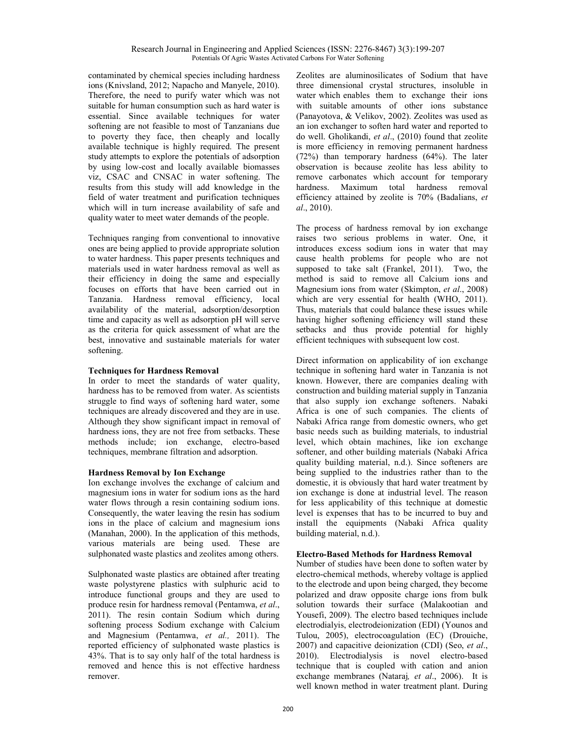contaminated by chemical species including hardness ions (Knivsland, 2012; Napacho and Manyele, 2010). Therefore, the need to purify water which was not suitable for human consumption such as hard water is essential. Since available techniques for water softening are not feasible to most of Tanzanians due to poverty they face, then cheaply and locally available technique is highly required. The present study attempts to explore the potentials of adsorption by using low-cost and locally available biomasses viz, CSAC and CNSAC in water softening. The results from this study will add knowledge in the field of water treatment and purification techniques which will in turn increase availability of safe and quality water to meet water demands of the people.

Techniques ranging from conventional to innovative ones are being applied to provide appropriate solution to water hardness. This paper presents techniques and materials used in water hardness removal as well as their efficiency in doing the same and especially focuses on efforts that have been carried out in Tanzania. Hardness removal efficiency, local availability of the material, adsorption/desorption time and capacity as well as adsorption pH will serve as the criteria for quick assessment of what are the best, innovative and sustainable materials for water softening.

## Techniques for Hardness Removal

In order to meet the standards of water quality, hardness has to be removed from water. As scientists struggle to find ways of softening hard water, some techniques are already discovered and they are in use. Although they show significant impact in removal of hardness ions, they are not free from setbacks. These methods include; ion exchange, electro-based techniques, membrane filtration and adsorption.

### Hardness Removal by Ion Exchange

Ion exchange involves the exchange of calcium and magnesium ions in water for sodium ions as the hard water flows through a resin containing sodium ions. Consequently, the water leaving the resin has sodium ions in the place of calcium and magnesium ions (Manahan, 2000). In the application of this methods, various materials are being used. These are sulphonated waste plastics and zeolites among others.

Sulphonated waste plastics are obtained after treating waste polystyrene plastics with sulphuric acid to introduce functional groups and they are used to produce resin for hardness removal (Pentamwa, *et al*., 2011). The resin contain Sodium which during softening process Sodium exchange with Calcium and Magnesium (Pentamwa, *et al.,* 2011). The reported efficiency of sulphonated waste plastics is 43%. That is to say only half of the total hardness is removed and hence this is not effective hardness remover.

Zeolites are aluminosilicates of Sodium that have three dimensional crystal structures, insoluble in water which enables them to exchange their ions with suitable amounts of other ions substance (Panayotova, & Velikov, 2002). Zeolites was used as an ion exchanger to soften hard water and reported to do well. Gholikandi, *et al*., (2010) found that zeolite is more efficiency in removing permanent hardness (72%) than temporary hardness (64%). The later observation is because zeolite has less ability to remove carbonates which account for temporary hardness. Maximum total hardness removal efficiency attained by zeolite is 70% (Badalians, *et al*., 2010).

The process of hardness removal by ion exchange raises two serious problems in water. One, it introduces excess sodium ions in water that may cause health problems for people who are not supposed to take salt (Frankel, 2011). Two, the method is said to remove all Calcium ions and Magnesium ions from water (Skimpton, *et al*., 2008) which are very essential for health (WHO, 2011). Thus, materials that could balance these issues while having higher softening efficiency will stand these setbacks and thus provide potential for highly efficient techniques with subsequent low cost.

Direct information on applicability of ion exchange technique in softening hard water in Tanzania is not known. However, there are companies dealing with construction and building material supply in Tanzania that also supply ion exchange softeners. Nabaki Africa is one of such companies. The clients of Nabaki Africa range from domestic owners, who get basic needs such as building materials, to industrial level, which obtain machines, like ion exchange softener, and other building materials (Nabaki Africa quality building material, n.d.). Since softeners are being supplied to the industries rather than to the domestic, it is obviously that hard water treatment by ion exchange is done at industrial level. The reason for less applicability of this technique at domestic level is expenses that has to be incurred to buy and install the equipments (Nabaki Africa quality building material, n.d.).

### Electro-Based Methods for Hardness Removal

Number of studies have been done to soften water by electro-chemical methods, whereby voltage is applied to the electrode and upon being charged, they become polarized and draw opposite charge ions from bulk solution towards their surface (Malakootian and Yousefi, 2009). The electro based techniques include electrodialyis, electrodeionization (EDI) (Younos and Tulou, 2005), electrocoagulation (EC) (Drouiche, 2007) and capacitive deionization (CDI) (Seo, *et al*., 2010). Electrodialysis is novel electro-based technique that is coupled with cation and anion exchange membranes (Nataraj*, et al*., 2006). It is well known method in water treatment plant. During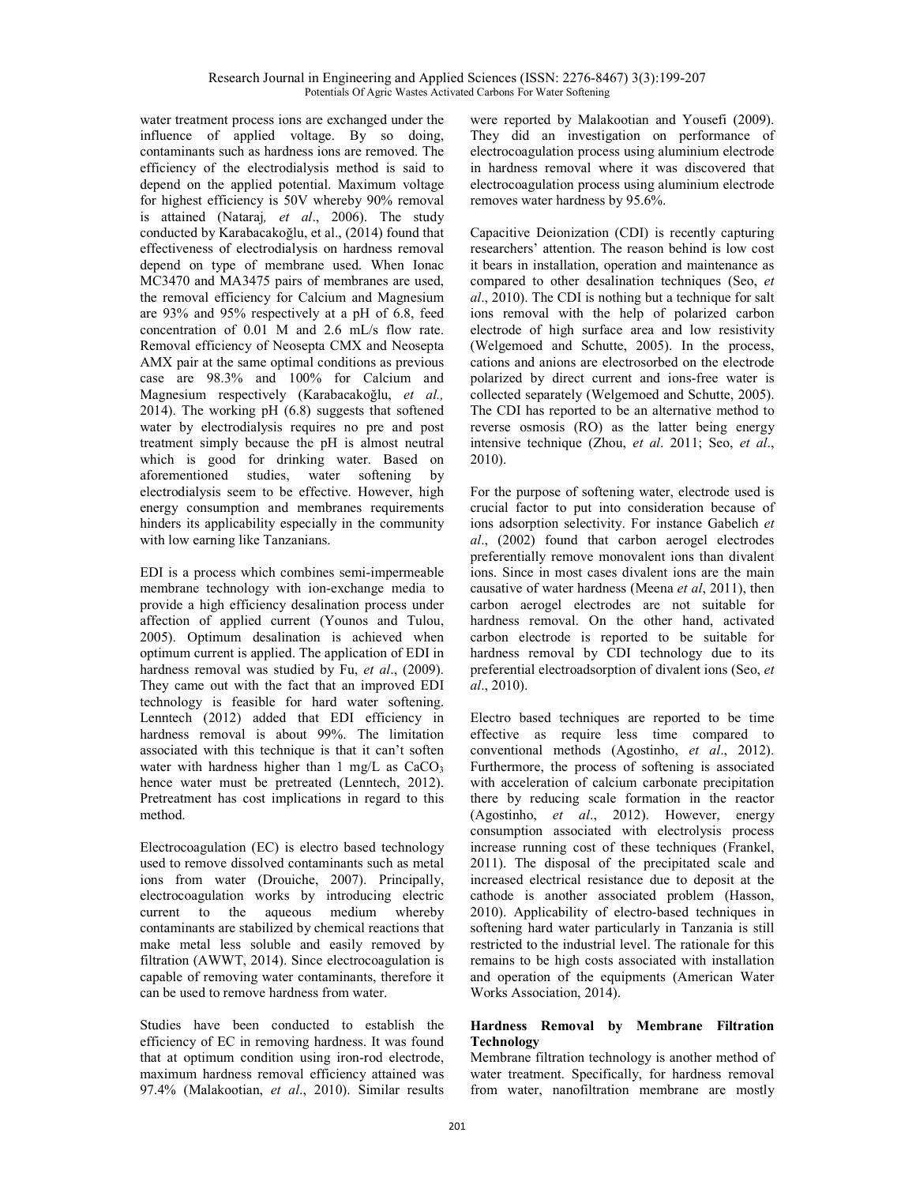water treatment process ions are exchanged under the influence of applied voltage. By so doing, contaminants such as hardness ions are removed. The efficiency of the electrodialysis method is said to depend on the applied potential. Maximum voltage for highest efficiency is 50V whereby 90% removal is attained (Nataraj*, et al*., 2006). The study conducted by Karabacakoğlu, et al., (2014) found that effectiveness of electrodialysis on hardness removal depend on type of membrane used. When Ionac MC3470 and MA3475 pairs of membranes are used, the removal efficiency for Calcium and Magnesium are 93% and 95% respectively at a pH of 6.8, feed concentration of 0.01 M and 2.6 mL/s flow rate. Removal efficiency of Neosepta CMX and Neosepta AMX pair at the same optimal conditions as previous case are 98.3% and 100% for Calcium and Magnesium respectively (Karabacakoğlu, *et al.,* 2014). The working pH (6.8) suggests that softened water by electrodialysis requires no pre and post treatment simply because the pH is almost neutral which is good for drinking water. Based on aforementioned studies, water softening by electrodialysis seem to be effective. However, high energy consumption and membranes requirements hinders its applicability especially in the community with low earning like Tanzanians.

EDI is a process which combines semi-impermeable membrane technology with ion-exchange media to provide a high efficiency desalination process under affection of applied current (Younos and Tulou, 2005). Optimum desalination is achieved when optimum current is applied. The application of EDI in hardness removal was studied by Fu, *et al*., (2009). They came out with the fact that an improved EDI technology is feasible for hard water softening. Lenntech (2012) added that EDI efficiency in hardness removal is about 99%. The limitation associated with this technique is that it can't soften water with hardness higher than 1 mg/L as $CaCO_3$ hence water must be pretreated (Lenntech, 2012). Pretreatment has cost implications in regard to this method.

Electrocoagulation (EC) is electro based technology used to remove dissolved contaminants such as metal ions from water (Drouiche, 2007). Principally, electrocoagulation works by introducing electric current to the aqueous medium whereby contaminants are stabilized by chemical reactions that make metal less soluble and easily removed by filtration (AWWT, 2014). Since electrocoagulation is capable of removing water contaminants, therefore it can be used to remove hardness from water.

Studies have been conducted to establish the efficiency of EC in removing hardness. It was found that at optimum condition using iron-rod electrode, maximum hardness removal efficiency attained was 97.4% (Malakootian, *et al*., 2010). Similar results were reported by Malakootian and Yousefi (2009). They did an investigation on performance of electrocoagulation process using aluminium electrode in hardness removal where it was discovered that electrocoagulation process using aluminium electrode removes water hardness by 95.6%.

Capacitive Deionization (CDI) is recently capturing researchers' attention. The reason behind is low cost it bears in installation, operation and maintenance as compared to other desalination techniques (Seo, *et al*., 2010). The CDI is nothing but a technique for salt ions removal with the help of polarized carbon electrode of high surface area and low resistivity (Welgemoed and Schutte, 2005). In the process, cations and anions are electrosorbed on the electrode polarized by direct current and ions-free water is collected separately (Welgemoed and Schutte, 2005). The CDI has reported to be an alternative method to reverse osmosis (RO) as the latter being energy intensive technique (Zhou, *et al*. 2011; Seo, *et al*., 2010).

For the purpose of softening water, electrode used is crucial factor to put into consideration because of ions adsorption selectivity. For instance Gabelich *et al*., (2002) found that carbon aerogel electrodes preferentially remove monovalent ions than divalent ions. Since in most cases divalent ions are the main causative of water hardness (Meena *et al*, 2011), then carbon aerogel electrodes are not suitable for hardness removal. On the other hand, activated carbon electrode is reported to be suitable for hardness removal by CDI technology due to its preferential electroadsorption of divalent ions (Seo, *et al*., 2010).

Electro based techniques are reported to be time effective as require less time compared to conventional methods (Agostinho, *et al*., 2012). Furthermore, the process of softening is associated with acceleration of calcium carbonate precipitation there by reducing scale formation in the reactor (Agostinho, *et al*., 2012). However, energy consumption associated with electrolysis process increase running cost of these techniques (Frankel, 2011). The disposal of the precipitated scale and increased electrical resistance due to deposit at the cathode is another associated problem (Hasson, 2010). Applicability of electro-based techniques in softening hard water particularly in Tanzania is still restricted to the industrial level. The rationale for this remains to be high costs associated with installation and operation of the equipments (American Water Works Association, 2014).

**Hardness Removal by Membrane Filtration Technology**

Membrane filtration technology is another method of water treatment. Specifically, for hardness removal from water, nanofiltration membrane are mostly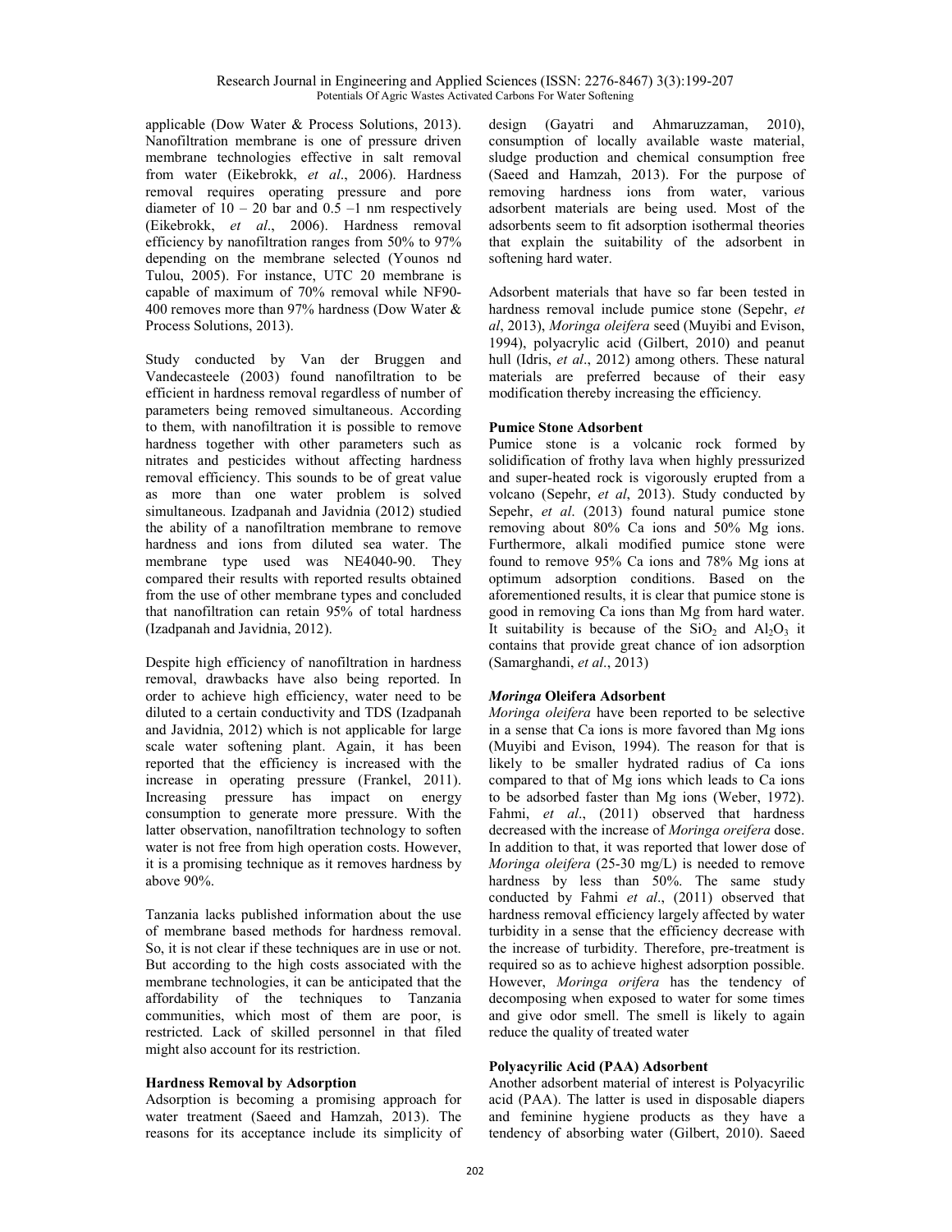applicable (Dow Water & Process Solutions, 2013). Nanofiltration membrane is one of pressure driven membrane technologies effective in salt removal from water (Eikebrokk, *et al*., 2006). Hardness removal requires operating pressure and pore diameter of 10 – 20 bar and 0.5 –1 nm respectively (Eikebrokk, *et al*., 2006). Hardness removal efficiency by nanofiltration ranges from 50% to 97% depending on the membrane selected (Younos nd Tulou, 2005). For instance, UTC 20 membrane is capable of maximum of 70% removal while NF90-400 removes more than 97% hardness (Dow Water & Process Solutions, 2013).

Study conducted by Van der Bruggen and Vandecasteele (2003) found nanofiltration to be efficient in hardness removal regardless of number of parameters being removed simultaneous. According to them, with nanofiltration it is possible to remove hardness together with other parameters such as nitrates and pesticides without affecting hardness removal efficiency. This sounds to be of great value as more than one water problem is solved simultaneous. Izadpanah and Javidnia (2012) studied the ability of a nanofiltration membrane to remove hardness and ions from diluted sea water. The membrane type used was NE4040-90. They compared their results with reported results obtained from the use of other membrane types and concluded that nanofiltration can retain 95% of total hardness (Izadpanah and Javidnia, 2012).

Despite high efficiency of nanofiltration in hardness removal, drawbacks have also being reported. In order to achieve high efficiency, water need to be diluted to a certain conductivity and TDS (Izadpanah and Javidnia, 2012) which is not applicable for large scale water softening plant. Again, it has been reported that the efficiency is increased with the increase in operating pressure (Frankel, 2011). Increasing pressure has impact on energy consumption to generate more pressure. With the latter observation, nanofiltration technology to soften water is not free from high operation costs. However, it is a promising technique as it removes hardness by above 90%.

Tanzania lacks published information about the use of membrane based methods for hardness removal. So, it is not clear if these techniques are in use or not. But according to the high costs associated with the membrane technologies, it can be anticipated that the affordability of the techniques to Tanzania communities, which most of them are poor, is restricted. Lack of skilled personnel in that filed might also account for its restriction.

**Hardness Removal by Adsorption**

Adsorption is becoming a promising approach for water treatment (Saeed and Hamzah, 2013). The reasons for its acceptance include its simplicity of design (Gayatri and Ahmaruzzaman, 2010), consumption of locally available waste material, sludge production and chemical consumption free (Saeed and Hamzah, 2013). For the purpose of removing hardness ions from water, various adsorbent materials are being used. Most of the adsorbents seem to fit adsorption isothermal theories that explain the suitability of the adsorbent in softening hard water.

Adsorbent materials that have so far been tested in hardness removal include pumice stone (Sepehr, *et al*, 2013), *Moringa oleifera* seed (Muyibi and Evison, 1994), polyacrylic acid (Gilbert, 2010) and peanut hull (Idris, *et al*., 2012) among others. These natural materials are preferred because of their easy modification thereby increasing the efficiency.

**Pumice Stone Adsorbent**

Pumice stone is a volcanic rock formed by solidification of frothy lava when highly pressurized and super-heated rock is vigorously erupted from a volcano (Sepehr, *et al*, 2013). Study conducted by Sepehr, *et al*. (2013) found natural pumice stone removing about 80% Ca ions and 50% Mg ions. Furthermore, alkali modified pumice stone were found to remove 95% Ca ions and 78% Mg ions at optimum adsorption conditions. Based on the aforementioned results, it is clear that pumice stone is good in removing Ca ions than Mg from hard water. It suitability is because of the $SiO_2$ and $Al_2O_3$ it contains that provide great chance of ion adsorption (Samarghandi, *et al*., 2013)

***Moringa* Oleifera Adsorbent**

*Moringa oleifera* have been reported to be selective in a sense that Ca ions is more favored than Mg ions (Muyibi and Evison, 1994). The reason for that is likely to be smaller hydrated radius of Ca ions compared to that of Mg ions which leads to Ca ions to be adsorbed faster than Mg ions (Weber, 1972). Fahmi, *et al*., (2011) observed that hardness decreased with the increase of *Moringa oreifera* dose. In addition to that, it was reported that lower dose of *Moringa oleifera* (25-30 mg/L) is needed to remove hardness by less than 50%. The same study conducted by Fahmi *et al*., (2011) observed that hardness removal efficiency largely affected by water turbidity in a sense that the efficiency decrease with the increase of turbidity. Therefore, pre-treatment is required so as to achieve highest adsorption possible. However, *Moringa orifera* has the tendency of decomposing when exposed to water for some times and give odor smell. The smell is likely to again reduce the quality of treated water

**Polyacyrilic Acid (PAA) Adsorbent**

Another adsorbent material of interest is Polyacyrilic acid (PAA). The latter is used in disposable diapers and feminine hygiene products as they have a tendency of absorbing water (Gilbert, 2010). Saeed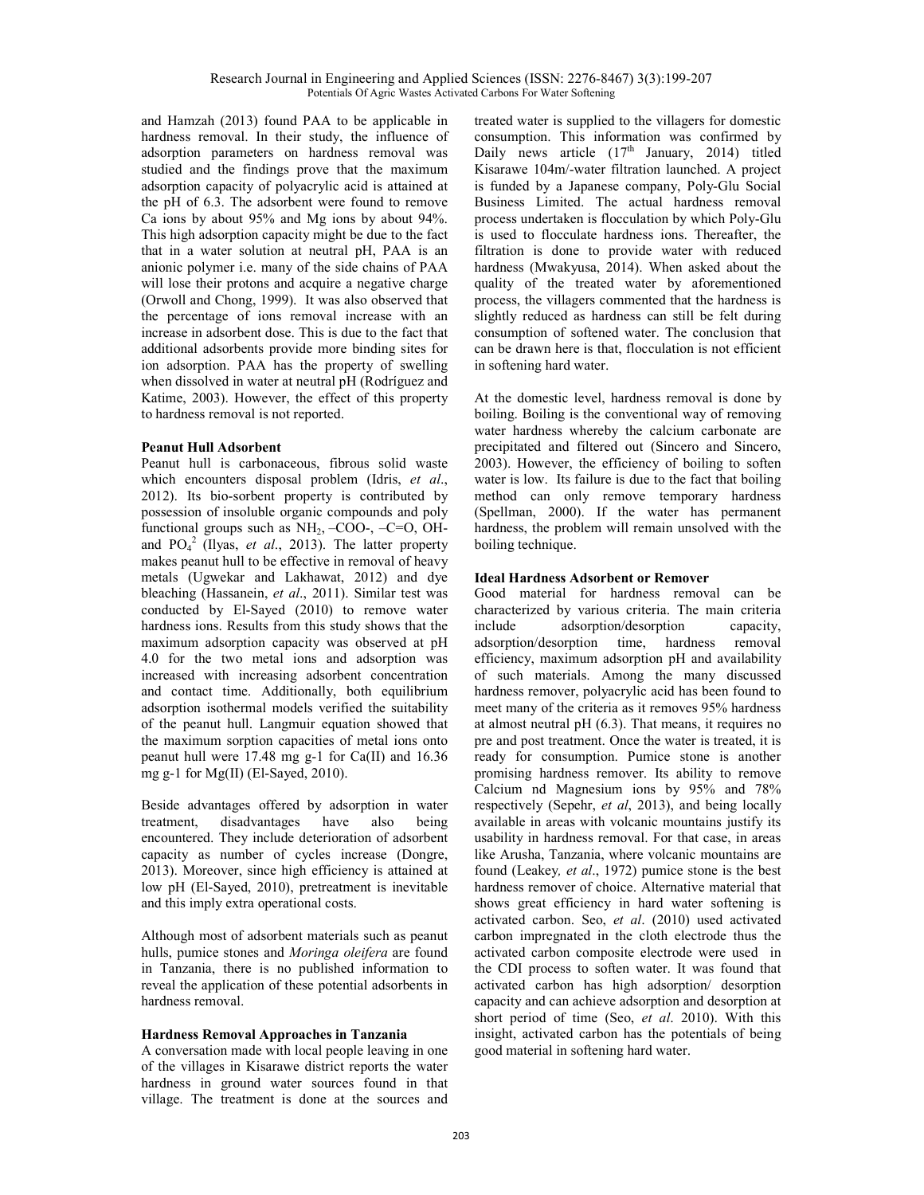and Hamzah (2013) found PAA to be applicable in hardness removal. In their study, the influence of adsorption parameters on hardness removal was studied and the findings prove that the maximum adsorption capacity of polyacrylic acid is attained at the pH of 6.3. The adsorbent were found to remove Ca ions by about 95% and Mg ions by about 94%. This high adsorption capacity might be due to the fact that in a water solution at neutral pH, PAA is an anionic polymer i.e. many of the side chains of PAA will lose their protons and acquire a negative charge (Orwoll and Chong, 1999). It was also observed that the percentage of ions removal increase with an increase in adsorbent dose. This is due to the fact that additional adsorbents provide more binding sites for ion adsorption. PAA has the property of swelling when dissolved in water at neutral pH (Rodríguez and Katime, 2003). However, the effect of this property to hardness removal is not reported.

**Peanut Hull Adsorbent**

Peanut hull is carbonaceous, fibrous solid waste which encounters disposal problem (Idris, *et al*., 2012). Its bio-sorbent property is contributed by possession of insoluble organic compounds and poly functional groups such as $NH_2$, –COO-, –C=O, OH- and $PO_4^2$ (Ilyas, *et al*., 2013). The latter property makes peanut hull to be effective in removal of heavy metals (Ugwekar and Lakhawat, 2012) and dye bleaching (Hassanein, *et al*., 2011). Similar test was conducted by El-Sayed (2010) to remove water hardness ions. Results from this study shows that the maximum adsorption capacity was observed at pH 4.0 for the two metal ions and adsorption was increased with increasing adsorbent concentration and contact time. Additionally, both equilibrium adsorption isothermal models verified the suitability of the peanut hull. Langmuir equation showed that the maximum sorption capacities of metal ions onto peanut hull were 17.48 mg g-1 for Ca(II) and 16.36 mg g-1 for Mg(II) (El-Sayed, 2010).

Beside advantages offered by adsorption in water treatment, disadvantages have also being encountered. They include deterioration of adsorbent capacity as number of cycles increase (Dongre, 2013). Moreover, since high efficiency is attained at low pH (El-Sayed, 2010), pretreatment is inevitable and this imply extra operational costs.

Although most of adsorbent materials such as peanut hulls, pumice stones and *Moringa oleifera* are found in Tanzania, there is no published information to reveal the application of these potential adsorbents in hardness removal.

**Hardness Removal Approaches in Tanzania**

A conversation made with local people leaving in one of the villages in Kisarawe district reports the water hardness in ground water sources found in that village. The treatment is done at the sources and treated water is supplied to the villagers for domestic consumption. This information was confirmed by Daily news article (17th January, 2014) titled Kisarawe 104m/-water filtration launched. A project is funded by a Japanese company, Poly-Glu Social Business Limited. The actual hardness removal process undertaken is flocculation by which Poly-Glu is used to flocculate hardness ions. Thereafter, the filtration is done to provide water with reduced hardness (Mwakyusa, 2014). When asked about the quality of the treated water by aforementioned process, the villagers commented that the hardness is slightly reduced as hardness can still be felt during consumption of softened water. The conclusion that can be drawn here is that, flocculation is not efficient in softening hard water.

At the domestic level, hardness removal is done by boiling. Boiling is the conventional way of removing water hardness whereby the calcium carbonate are precipitated and filtered out (Sincero and Sincero, 2003). However, the efficiency of boiling to soften water is low. Its failure is due to the fact that boiling method can only remove temporary hardness (Spellman, 2000). If the water has permanent hardness, the problem will remain unsolved with the boiling technique.

**Ideal Hardness Adsorbent or Remover**

Good material for hardness removal can be characterized by various criteria. The main criteria include adsorption/desorption capacity, adsorption/desorption time, hardness removal efficiency, maximum adsorption pH and availability of such materials. Among the many discussed hardness remover, polyacrylic acid has been found to meet many of the criteria as it removes 95% hardness at almost neutral pH (6.3). That means, it requires no pre and post treatment. Once the water is treated, it is ready for consumption. Pumice stone is another promising hardness remover. Its ability to remove Calcium nd Magnesium ions by 95% and 78% respectively (Sepehr, *et al*, 2013), and being locally available in areas with volcanic mountains justify its usability in hardness removal. For that case, in areas like Arusha, Tanzania, where volcanic mountains are found (Leakey*, et al*., 1972) pumice stone is the best hardness remover of choice. Alternative material that shows great efficiency in hard water softening is activated carbon. Seo, *et al*. (2010) used activated carbon impregnated in the cloth electrode thus the activated carbon composite electrode were used in the CDI process to soften water. It was found that activated carbon has high adsorption/ desorption capacity and can achieve adsorption and desorption at short period of time (Seo, *et al*. 2010). With this insight, activated carbon has the potentials of being good material in softening hard water.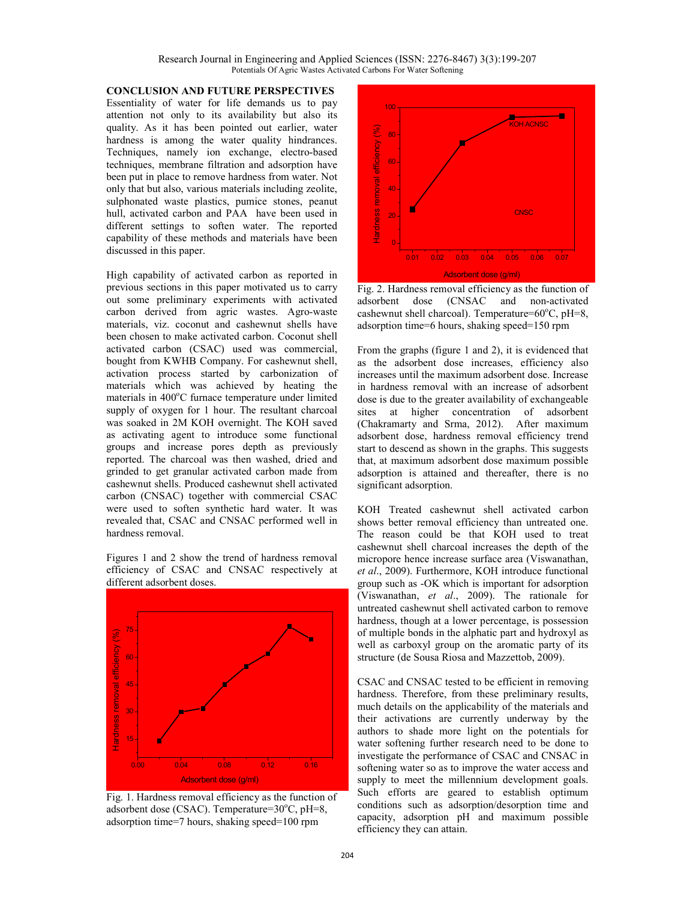## CONCLUSION AND FUTURE PERSPECTIVES

Essentiality of water for life demands us to pay attention not only to its availability but also its quality. As it has been pointed out earlier, water hardness is among the water quality hindrances. Techniques, namely ion exchange, electro-based techniques, membrane filtration and adsorption have been put in place to remove hardness from water. Not only that but also, various materials including zeolite, sulphonated waste plastics, pumice stones, peanut hull, activated carbon and PAA have been used in different settings to soften water. The reported capability of these methods and materials have been discussed in this paper.

High capability of activated carbon as reported in previous sections in this paper motivated us to carry out some preliminary experiments with activated carbon derived from agric wastes. Agro-waste materials, viz. coconut and cashewnut shells have been chosen to make activated carbon. Coconut shell activated carbon (CSAC) used was commercial, bought from KWHB Company. For cashewnut shell, activation process started by carbonization of materials which was achieved by heating the materials in 400°C furnace temperature under limited supply of oxygen for 1 hour. The resultant charcoal was soaked in 2M KOH overnight. The KOH saved as activating agent to introduce some functional groups and increase pores depth as previously reported. The charcoal was then washed, dried and grinded to get granular activated carbon made from cashewnut shells. Produced cashewnut shell activated carbon (CNSAC) together with commercial CSAC were used to soften synthetic hard water. It was revealed that, CSAC and CNSAC performed well in hardness removal.

Figures 1 and 2 show the trend of hardness removal efficiency of CSAC and CNSAC respectively at different adsorbent doses.

Fig. 1. Hardness removal efficiency as the function of adsorbent dose (CSAC). Temperature=30°C, pH=8, adsorption time=7 hours, shaking speed=100 rpm

Fig. 2. Hardness removal efficiency as the function of adsorbent dose (CNSAC and non-activated cashewnut shell charcoal). Temperature=60°C, pH=8, adsorption time=6 hours, shaking speed=150 rpm

From the graphs (figure 1 and 2), it is evidenced that as the adsorbent dose increases, efficiency also increases until the maximum adsorbent dose. Increase in hardness removal with an increase of adsorbent dose is due to the greater availability of exchangeable sites at higher concentration of adsorbent (Chakramarty and Srma, 2012). After maximum adsorbent dose, hardness removal efficiency trend start to descend as shown in the graphs. This suggests that, at maximum adsorbent dose maximum possible adsorption is attained and thereafter, there is no significant adsorption.

KOH Treated cashewnut shell activated carbon shows better removal efficiency than untreated one. The reason could be that KOH used to treat cashewnut shell charcoal increases the depth of the micropore hence increase surface area (Viswanathan, *et al*., 2009). Furthermore, KOH introduce functional group such as -OK which is important for adsorption (Viswanathan, *et al*., 2009). The rationale for untreated cashewnut shell activated carbon to remove hardness, though at a lower percentage, is possession of multiple bonds in the alphatic part and hydroxyl as well as carboxyl group on the aromatic party of its structure (de Sousa Riosa and Mazzettob, 2009).

CSAC and CNSAC tested to be efficient in removing hardness. Therefore, from these preliminary results, much details on the applicability of the materials and their activations are currently underway by the authors to shade more light on the potentials for water softening further research need to be done to investigate the performance of CSAC and CNSAC in softening water so as to improve the water access and supply to meet the millennium development goals. Such efforts are geared to establish optimum conditions such as adsorption/desorption time and capacity, adsorption pH and maximum possible efficiency they can attain.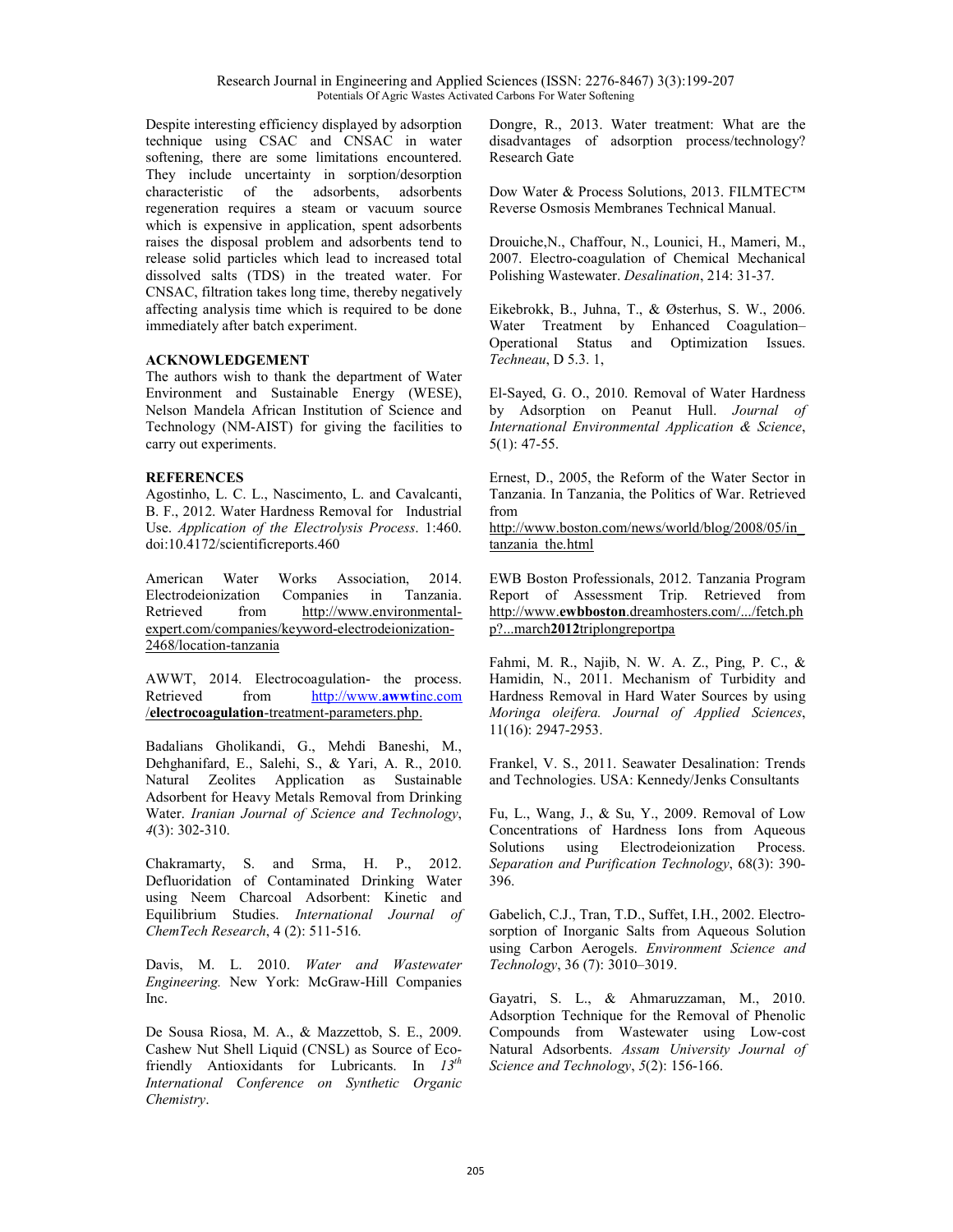Despite interesting efficiency displayed by adsorption technique using CSAC and CNSAC in water softening, there are some limitations encountered. They include uncertainty in sorption/desorption characteristic of the adsorbents, adsorbents regeneration requires a steam or vacuum source which is expensive in application, spent adsorbents raises the disposal problem and adsorbents tend to release solid particles which lead to increased total dissolved salts (TDS) in the treated water. For CNSAC, filtration takes long time, thereby negatively affecting analysis time which is required to be done immediately after batch experiment.

## ACKNOWLEDGEMENT

The authors wish to thank the department of Water Environment and Sustainable Energy (WESE), Nelson Mandela African Institution of Science and Technology (NM-AIST) for giving the facilities to carry out experiments.

## REFERENCES

Agostinho, L. C. L., Nascimento, L. and Cavalcanti, B. F., 2012. Water Hardness Removal for Industrial Use. *Application of the Electrolysis Process*. 1:460. doi:10.4172/scientificreports.460

American Water Works Association, 2014. Electrodeionization Companies in Tanzania. Retrieved from http://www.environmental-expert.com/companies/keyword-electrodeionization-2468/location-tanzania

AWWT, 2014. Electrocoagulation- the process. Retrieved from http://www.**awwt**inc.com/**electrocoagulation**-treatment-parameters.php.

Badalians Gholikandi, G., Mehdi Baneshi, M., Dehghanifard, E., Salehi, S., & Yari, A. R., 2010. Natural Zeolites Application as Sustainable Adsorbent for Heavy Metals Removal from Drinking Water. *Iranian Journal of Science and Technology*, *4*(3): 302-310.

Chakramarty, S. and Srma, H. P., 2012. Defluoridation of Contaminated Drinking Water using Neem Charcoal Adsorbent: Kinetic and Equilibrium Studies. *International Journal of ChemTech Research*, 4 (2): 511-516.

Davis, M. L. 2010. *Water and Wastewater Engineering.* New York: McGraw-Hill Companies Inc.

De Sousa Riosa, M. A., & Mazzettob, S. E., 2009. Cashew Nut Shell Liquid (CNSL) as Source of Eco-friendly Antioxidants for Lubricants. In *13th International Conference on Synthetic Organic Chemistry*.

Dongre, R., 2013. Water treatment: What are the disadvantages of adsorption process/technology? Research Gate

Dow Water & Process Solutions, 2013. FILMTEC™ Reverse Osmosis Membranes Technical Manual.

Drouiche,N., Chaffour, N., Lounici, H., Mameri, M., 2007. Electro-coagulation of Chemical Mechanical Polishing Wastewater. *Desalination*, 214: 31-37.

Eikebrokk, B., Juhna, T., & Østerhus, S. W., 2006. Water Treatment by Enhanced Coagulation–Operational Status and Optimization Issues. *Techneau*, D 5.3. 1,

El-Sayed, G. O., 2010. Removal of Water Hardness by Adsorption on Peanut Hull. *Journal of International Environmental Application & Science*, 5(1): 47-55.

Ernest, D., 2005, the Reform of the Water Sector in Tanzania. In Tanzania, the Politics of War. Retrieved from http://www.boston.com/news/world/blog/2008/05/in_tanzania_the.html

EWB Boston Professionals, 2012. Tanzania Program Report of Assessment Trip. Retrieved from http://www.**ewbboston**.dreamhosters.com/.../fetch.php?...march**2012**triplongreportpa

Fahmi, M. R., Najib, N. W. A. Z., Ping, P. C., & Hamidin, N., 2011. Mechanism of Turbidity and Hardness Removal in Hard Water Sources by using *Moringa oleifera. Journal of Applied Sciences*, 11(16): 2947-2953.

Frankel, V. S., 2011. Seawater Desalination: Trends and Technologies. USA: Kennedy/Jenks Consultants

Fu, L., Wang, J., & Su, Y., 2009. Removal of Low Concentrations of Hardness Ions from Aqueous Solutions using Electrodeionization Process. *Separation and Purification Technology*, 68(3): 390-396.

Gabelich, C.J., Tran, T.D., Suffet, I.H., 2002. Electro-sorption of Inorganic Salts from Aqueous Solution using Carbon Aerogels. *Environment Science and Technology*, 36 (7): 3010–3019.

Gayatri, S. L., & Ahmaruzzaman, M., 2010. Adsorption Technique for the Removal of Phenolic Compounds from Wastewater using Low-cost Natural Adsorbents. *Assam University Journal of Science and Technology*, *5*(2): 156-166.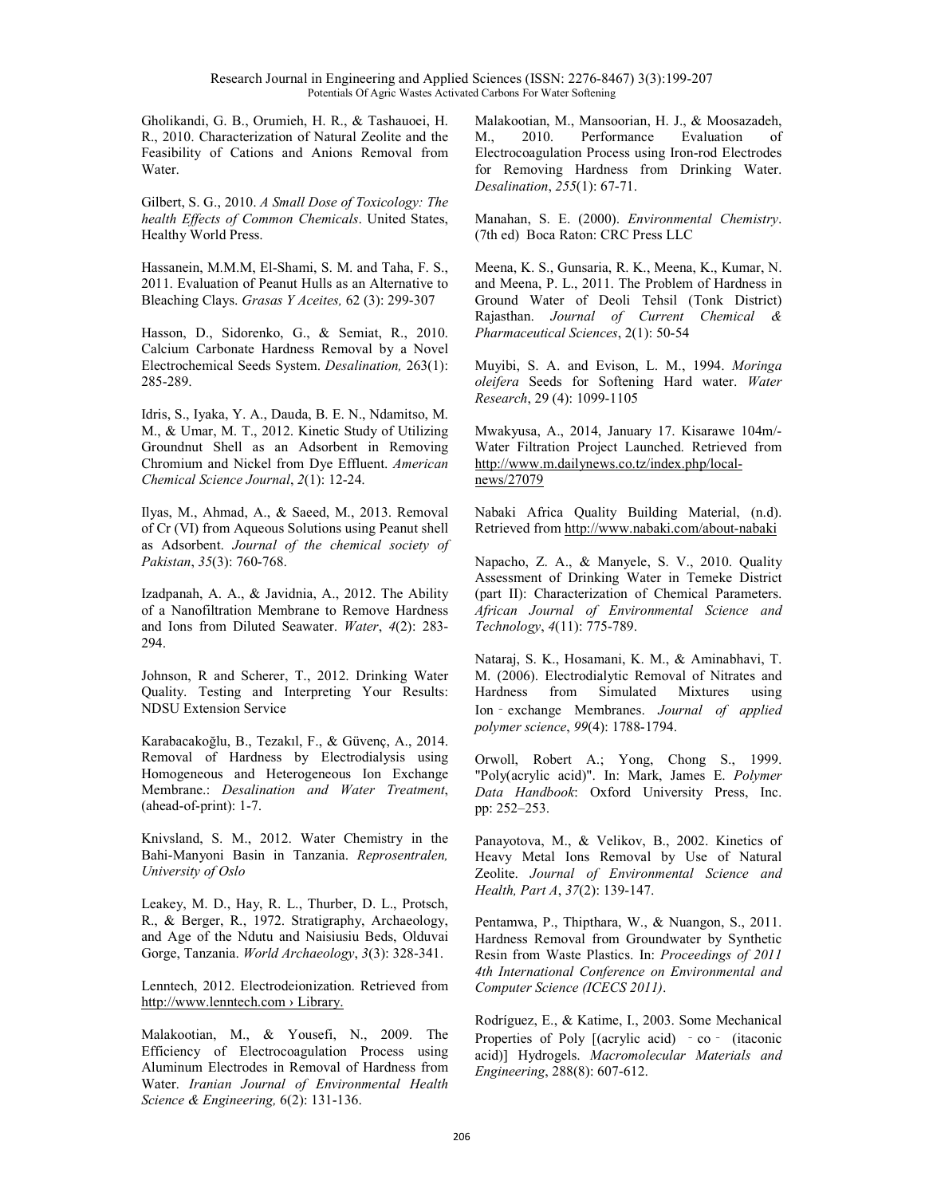Gholikandi, G. B., Orumieh, H. R., & Tashauoei, H. R., 2010. Characterization of Natural Zeolite and the Feasibility of Cations and Anions Removal from Water.

Gilbert, S. G., 2010. *A Small Dose of Toxicology: The health Effects of Common Chemicals*. United States, Healthy World Press.

Hassanein, M.M.M, El-Shami, S. M. and Taha, F. S., 2011. Evaluation of Peanut Hulls as an Alternative to Bleaching Clays. *Grasas Y Aceites,* 62 (3): 299-307

Hasson, D., Sidorenko, G., & Semiat, R., 2010. Calcium Carbonate Hardness Removal by a Novel Electrochemical Seeds System. *Desalination,* 263(1): 285-289.

Idris, S., Iyaka, Y. A., Dauda, B. E. N., Ndamitso, M. M., & Umar, M. T., 2012. Kinetic Study of Utilizing Groundnut Shell as an Adsorbent in Removing Chromium and Nickel from Dye Effluent. *American Chemical Science Journal*, *2*(1): 12-24.

Ilyas, M., Ahmad, A., & Saeed, M., 2013. Removal of Cr (VI) from Aqueous Solutions using Peanut shell as Adsorbent. *Journal of the chemical society of Pakistan*, *35*(3): 760-768.

Izadpanah, A. A., & Javidnia, A., 2012. The Ability of a Nanofiltration Membrane to Remove Hardness and Ions from Diluted Seawater. *Water*, *4*(2): 283-294.

Johnson, R and Scherer, T., 2012. Drinking Water Quality. Testing and Interpreting Your Results: NDSU Extension Service

Karabacakoğlu, B., Tezakıl, F., & Güvenç, A., 2014. Removal of Hardness by Electrodialysis using Homogeneous and Heterogeneous Ion Exchange Membrane.: *Desalination and Water Treatment*, (ahead-of-print): 1-7.

Knivsland, S. M., 2012. Water Chemistry in the Bahi-Manyoni Basin in Tanzania. *Reprosentralen, University of Oslo*

Leakey, M. D., Hay, R. L., Thurber, D. L., Protsch, R., & Berger, R., 1972. Stratigraphy, Archaeology, and Age of the Ndutu and Naisiusiu Beds, Olduvai Gorge, Tanzania. *World Archaeology*, *3*(3): 328-341.

Lenntech, 2012. Electrodeionization. Retrieved from http://www.lenntech.com › Library.

Malakootian, M., & Yousefi, N., 2009. The Efficiency of Electrocoagulation Process using Aluminum Electrodes in Removal of Hardness from Water. *Iranian Journal of Environmental Health Science & Engineering,* 6(2): 131-136.

Malakootian, M., Mansoorian, H. J., & Moosazadeh, M., 2010. Performance Evaluation of Electrocoagulation Process using Iron-rod Electrodes for Removing Hardness from Drinking Water. *Desalination*, *255*(1): 67-71.

Manahan, S. E. (2000). *Environmental Chemistry*. (7th ed) Boca Raton: CRC Press LLC

Meena, K. S., Gunsaria, R. K., Meena, K., Kumar, N. and Meena, P. L., 2011. The Problem of Hardness in Ground Water of Deoli Tehsil (Tonk District) Rajasthan. *Journal of Current Chemical & Pharmaceutical Sciences*, 2(1): 50-54

Muyibi, S. A. and Evison, L. M., 1994. *Moringa oleifera* Seeds for Softening Hard water. *Water Research*, 29 (4): 1099-1105

Mwakyusa, A., 2014, January 17. Kisarawe 104m/- Water Filtration Project Launched. Retrieved from http://www.m.dailynews.co.tz/index.php/local-news/27079

Nabaki Africa Quality Building Material, (n.d). Retrieved from http://www.nabaki.com/about-nabaki

Napacho, Z. A., & Manyele, S. V., 2010. Quality Assessment of Drinking Water in Temeke District (part II): Characterization of Chemical Parameters. *African Journal of Environmental Science and Technology*, *4*(11): 775-789.

Nataraj, S. K., Hosamani, K. M., & Aminabhavi, T. M. (2006). Electrodialytic Removal of Nitrates and Hardness from Simulated Mixtures using Ion‐exchange Membranes. *Journal of applied polymer science*, *99*(4): 1788-1794.

Orwoll, Robert A.; Yong, Chong S., 1999. "Poly(acrylic acid)". In: Mark, James E. *Polymer Data Handbook*: Oxford University Press, Inc. pp: 252–253.

Panayotova, M., & Velikov, B., 2002. Kinetics of Heavy Metal Ions Removal by Use of Natural Zeolite. *Journal of Environmental Science and Health, Part A*, *37*(2): 139-147.

Pentamwa, P., Thipthara, W., & Nuangon, S., 2011. Hardness Removal from Groundwater by Synthetic Resin from Waste Plastics. In: *Proceedings of 2011 4th International Conference on Environmental and Computer Science (ICECS 2011)*.

Rodríguez, E., & Katime, I., 2003. Some Mechanical Properties of Poly [(acrylic acid) ‐co‐ (itaconic acid)] Hydrogels. *Macromolecular Materials and Engineering*, 288(8): 607-612.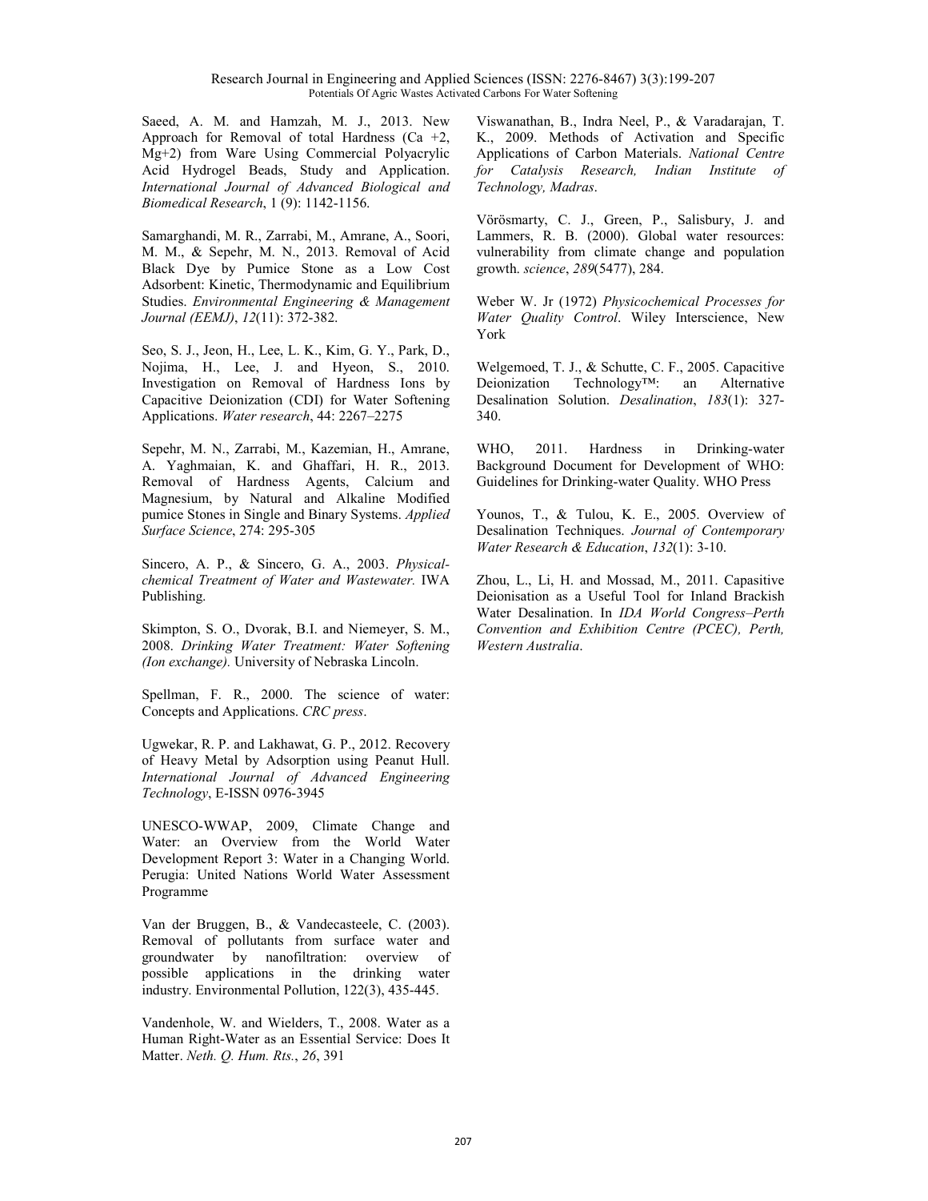Saeed, A. M. and Hamzah, M. J., 2013. New Approach for Removal of total Hardness (Ca +2, Mg+2) from Ware Using Commercial Polyacrylic Acid Hydrogel Beads, Study and Application. *International Journal of Advanced Biological and Biomedical Research*, 1 (9): 1142-1156.

Samarghandi, M. R., Zarrabi, M., Amrane, A., Soori, M. M., & Sepehr, M. N., 2013. Removal of Acid Black Dye by Pumice Stone as a Low Cost Adsorbent: Kinetic, Thermodynamic and Equilibrium Studies. *Environmental Engineering & Management Journal (EEMJ)*, *12*(11): 372-382.

Seo, S. J., Jeon, H., Lee, L. K., Kim, G. Y., Park, D., Nojima, H., Lee, J. and Hyeon, S., 2010. Investigation on Removal of Hardness Ions by Capacitive Deionization (CDI) for Water Softening Applications. *Water research*, 44: 2267–2275

Sepehr, M. N., Zarrabi, M., Kazemian, H., Amrane, A. Yaghmaian, K. and Ghaffari, H. R., 2013. Removal of Hardness Agents, Calcium and Magnesium, by Natural and Alkaline Modified pumice Stones in Single and Binary Systems. *Applied Surface Science*, 274: 295-305

Sincero, A. P., & Sincero, G. A., 2003. *Physical-chemical Treatment of Water and Wastewater.* IWA Publishing.

Skimpton, S. O., Dvorak, B.I. and Niemeyer, S. M., 2008. *Drinking Water Treatment: Water Softening (Ion exchange).* University of Nebraska Lincoln.

Spellman, F. R., 2000. The science of water: Concepts and Applications. *CRC press*.

Ugwekar, R. P. and Lakhawat, G. P., 2012. Recovery of Heavy Metal by Adsorption using Peanut Hull. *International Journal of Advanced Engineering Technology*, E-ISSN 0976-3945

UNESCO-WWAP, 2009, Climate Change and Water: an Overview from the World Water Development Report 3: Water in a Changing World. Perugia: United Nations World Water Assessment Programme

Van der Bruggen, B., & Vandecasteele, C. (2003). Removal of pollutants from surface water and groundwater by nanofiltration: overview of possible applications in the drinking water industry. Environmental Pollution, 122(3), 435-445.

Vandenhole, W. and Wielders, T., 2008. Water as a Human Right-Water as an Essential Service: Does It Matter. *Neth. Q. Hum. Rts.*, *26*, 391

Viswanathan, B., Indra Neel, P., & Varadarajan, T. K., 2009. Methods of Activation and Specific Applications of Carbon Materials. *National Centre for Catalysis Research, Indian Institute of Technology, Madras*.

Vörösmarty, C. J., Green, P., Salisbury, J. and Lammers, R. B. (2000). Global water resources: vulnerability from climate change and population growth. *science*, *289*(5477), 284.

Weber W. Jr (1972) *Physicochemical Processes for Water Quality Control*. Wiley Interscience, New York

Welgemoed, T. J., & Schutte, C. F., 2005. Capacitive Deionization Technology™: an Alternative Desalination Solution. *Desalination*, *183*(1): 327-340.

WHO, 2011. Hardness in Drinking-water Background Document for Development of WHO: Guidelines for Drinking-water Quality. WHO Press

Younos, T., & Tulou, K. E., 2005. Overview of Desalination Techniques. *Journal of Contemporary Water Research & Education*, *132*(1): 3-10.

Zhou, L., Li, H. and Mossad, M., 2011. Capasitive Deionisation as a Useful Tool for Inland Brackish Water Desalination. In *IDA World Congress–Perth Convention and Exhibition Centre (PCEC), Perth, Western Australia*.